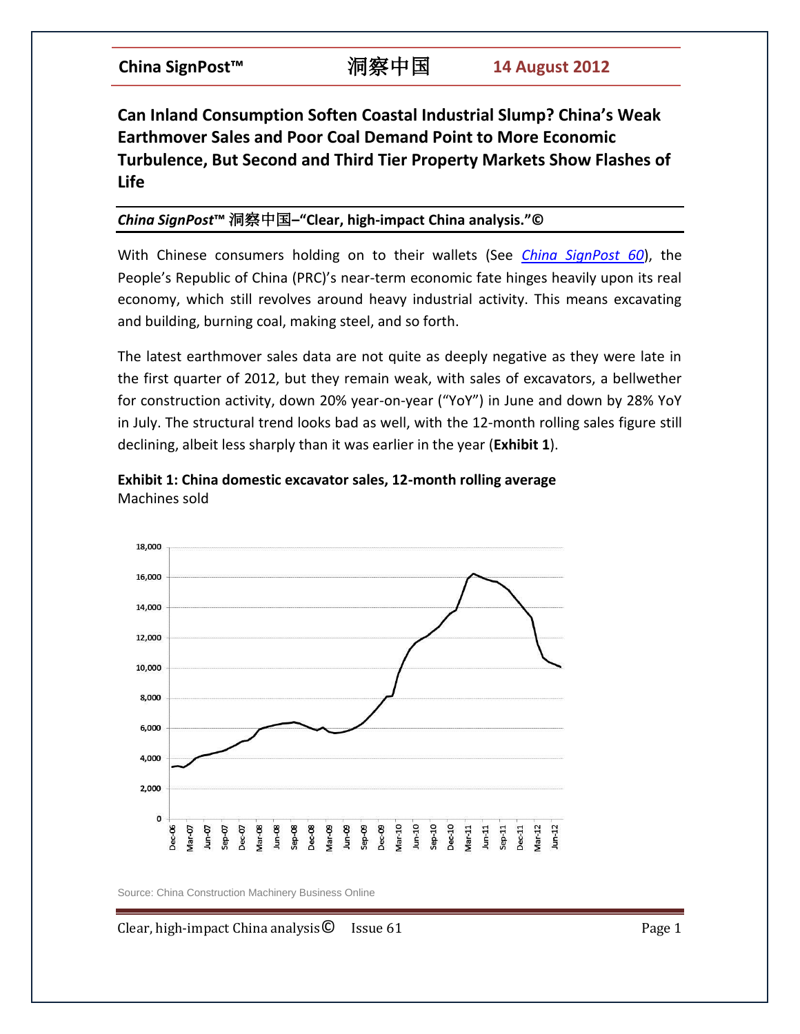# Can Inland Consumption Soften Coastal Industrial Slump? China's Weak Earthmover Sales and Poor Coal Demand Point to More Economic Turbulence, But Second and Third Tier Property Markets Show Flashes of Life

***China SignPost*™ 洞察中国–"Clear, high-impact China analysis."©**

With Chinese consumers holding on to their wallets (See *China SignPost 60*), the People's Republic of China (PRC)'s near-term economic fate hinges heavily upon its real economy, which still revolves around heavy industrial activity. This means excavating and building, burning coal, making steel, and so forth.

The latest earthmover sales data are not quite as deeply negative as they were late in the first quarter of 2012, but they remain weak, with sales of excavators, a bellwether for construction activity, down 20% year-on-year ("YoY") in June and down by 28% YoY in July. The structural trend looks bad as well, with the 12-month rolling sales figure still declining, albeit less sharply than it was earlier in the year (**Exhibit 1**).

**Exhibit 1: China domestic excavator sales, 12-month rolling average**
Machines sold

Source: China Construction Machinery Business Online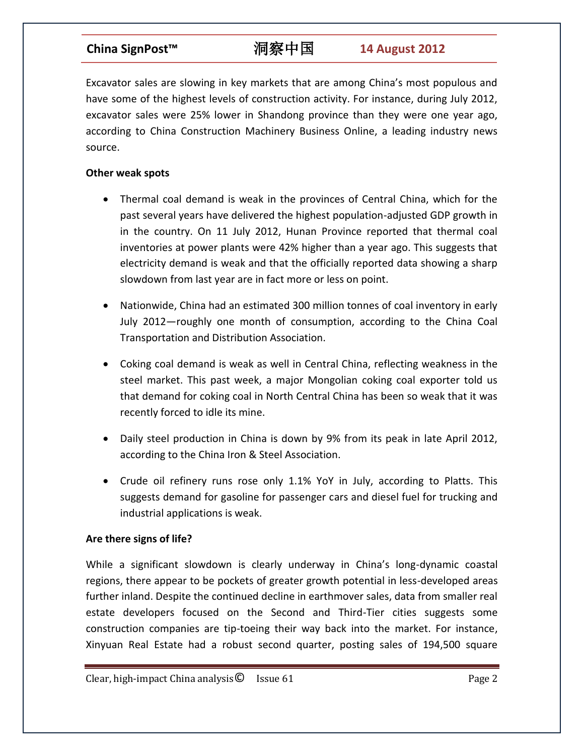Excavator sales are slowing in key markets that are among China's most populous and have some of the highest levels of construction activity. For instance, during July 2012, excavator sales were 25% lower in Shandong province than they were one year ago, according to China Construction Machinery Business Online, a leading industry news source.

**Other weak spots**

- Thermal coal demand is weak in the provinces of Central China, which for the past several years have delivered the highest population-adjusted GDP growth in in the country. On 11 July 2012, Hunan Province reported that thermal coal inventories at power plants were 42% higher than a year ago. This suggests that electricity demand is weak and that the officially reported data showing a sharp slowdown from last year are in fact more or less on point.

- Nationwide, China had an estimated 300 million tonnes of coal inventory in early July 2012—roughly one month of consumption, according to the China Coal Transportation and Distribution Association.

- Coking coal demand is weak as well in Central China, reflecting weakness in the steel market. This past week, a major Mongolian coking coal exporter told us that demand for coking coal in North Central China has been so weak that it was recently forced to idle its mine.

- Daily steel production in China is down by 9% from its peak in late April 2012, according to the China Iron & Steel Association.

- Crude oil refinery runs rose only 1.1% YoY in July, according to Platts. This suggests demand for gasoline for passenger cars and diesel fuel for trucking and industrial applications is weak.

**Are there signs of life?**

While a significant slowdown is clearly underway in China's long-dynamic coastal regions, there appear to be pockets of greater growth potential in less-developed areas further inland. Despite the continued decline in earthmover sales, data from smaller real estate developers focused on the Second and Third-Tier cities suggests some construction companies are tip-toeing their way back into the market. For instance, Xinyuan Real Estate had a robust second quarter, posting sales of 194,500 square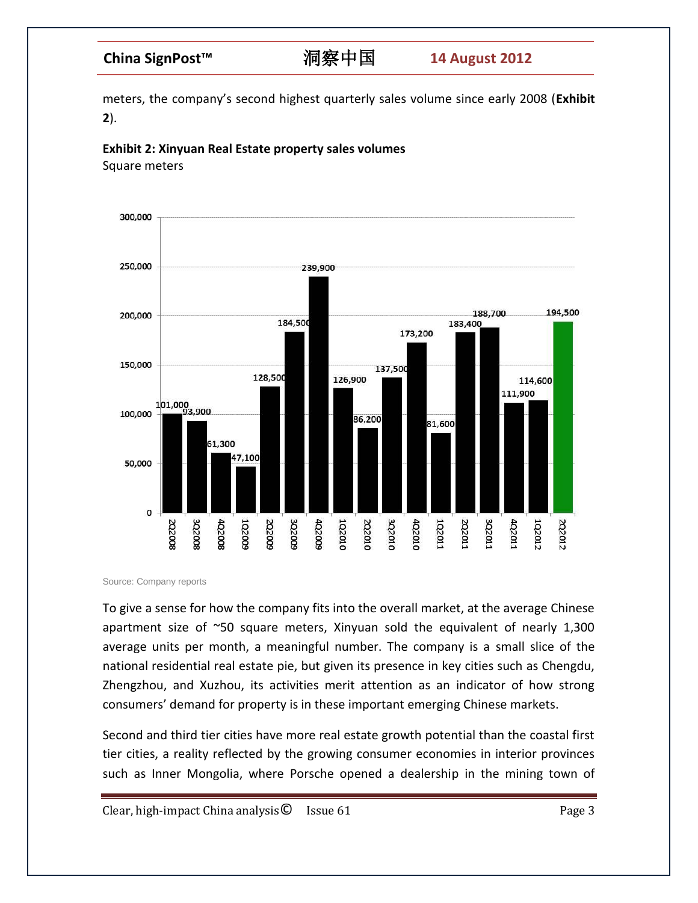meters, the company's second highest quarterly sales volume since early 2008 (**Exhibit 2**).

**Exhibit 2: Xinyuan Real Estate property sales volumes**
Square meters

| Quarter | Sales volume (sq m) |
|---|---|
| 2Q2008 | 101,000 |
| 3Q2008 | 93,900 |
| 4Q2008 | 61,300 |
| 1Q2009 | 47,100 |
| 2Q2009 | 128,500 |
| 3Q2009 | 184,500 |
| 4Q2009 | 239,900 |
| 1Q2010 | 126,900 |
| 2Q2010 | 86,200 |
| 3Q2010 | 137,500 |
| 4Q2010 | 173,200 |
| 1Q2011 | 81,600 |
| 2Q2011 | 183,400 |
| 3Q2011 | 188,700 |
| 4Q2011 | 111,900 |
| 1Q2012 | 114,600 |
| 2Q2012 | 194,500 |

Source: Company reports

To give a sense for how the company fits into the overall market, at the average Chinese apartment size of ~50 square meters, Xinyuan sold the equivalent of nearly 1,300 average units per month, a meaningful number. The company is a small slice of the national residential real estate pie, but given its presence in key cities such as Chengdu, Zhengzhou, and Xuzhou, its activities merit attention as an indicator of how strong consumers' demand for property is in these important emerging Chinese markets.

Second and third tier cities have more real estate growth potential than the coastal first tier cities, a reality reflected by the growing consumer economies in interior provinces such as Inner Mongolia, where Porsche opened a dealership in the mining town of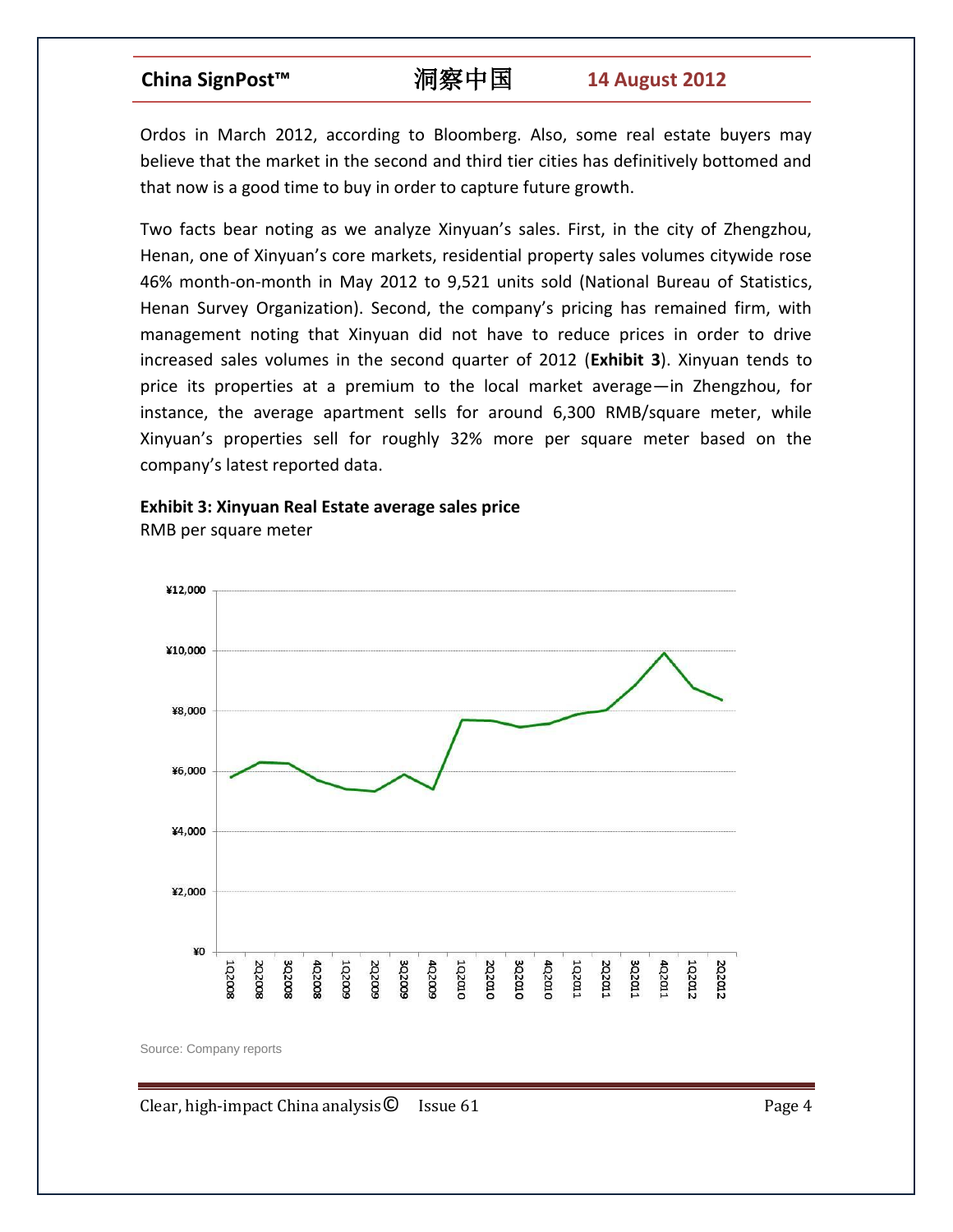Ordos in March 2012, according to Bloomberg. Also, some real estate buyers may believe that the market in the second and third tier cities has definitively bottomed and that now is a good time to buy in order to capture future growth.

Two facts bear noting as we analyze Xinyuan's sales. First, in the city of Zhengzhou, Henan, one of Xinyuan's core markets, residential property sales volumes citywide rose 46% month-on-month in May 2012 to 9,521 units sold (National Bureau of Statistics, Henan Survey Organization). Second, the company's pricing has remained firm, with management noting that Xinyuan did not have to reduce prices in order to drive increased sales volumes in the second quarter of 2012 (**Exhibit 3**). Xinyuan tends to price its properties at a premium to the local market average—in Zhengzhou, for instance, the average apartment sells for around 6,300 RMB/square meter, while Xinyuan's properties sell for roughly 32% more per square meter based on the company's latest reported data.

**Exhibit 3: Xinyuan Real Estate average sales price**
RMB per square meter

Source: Company reports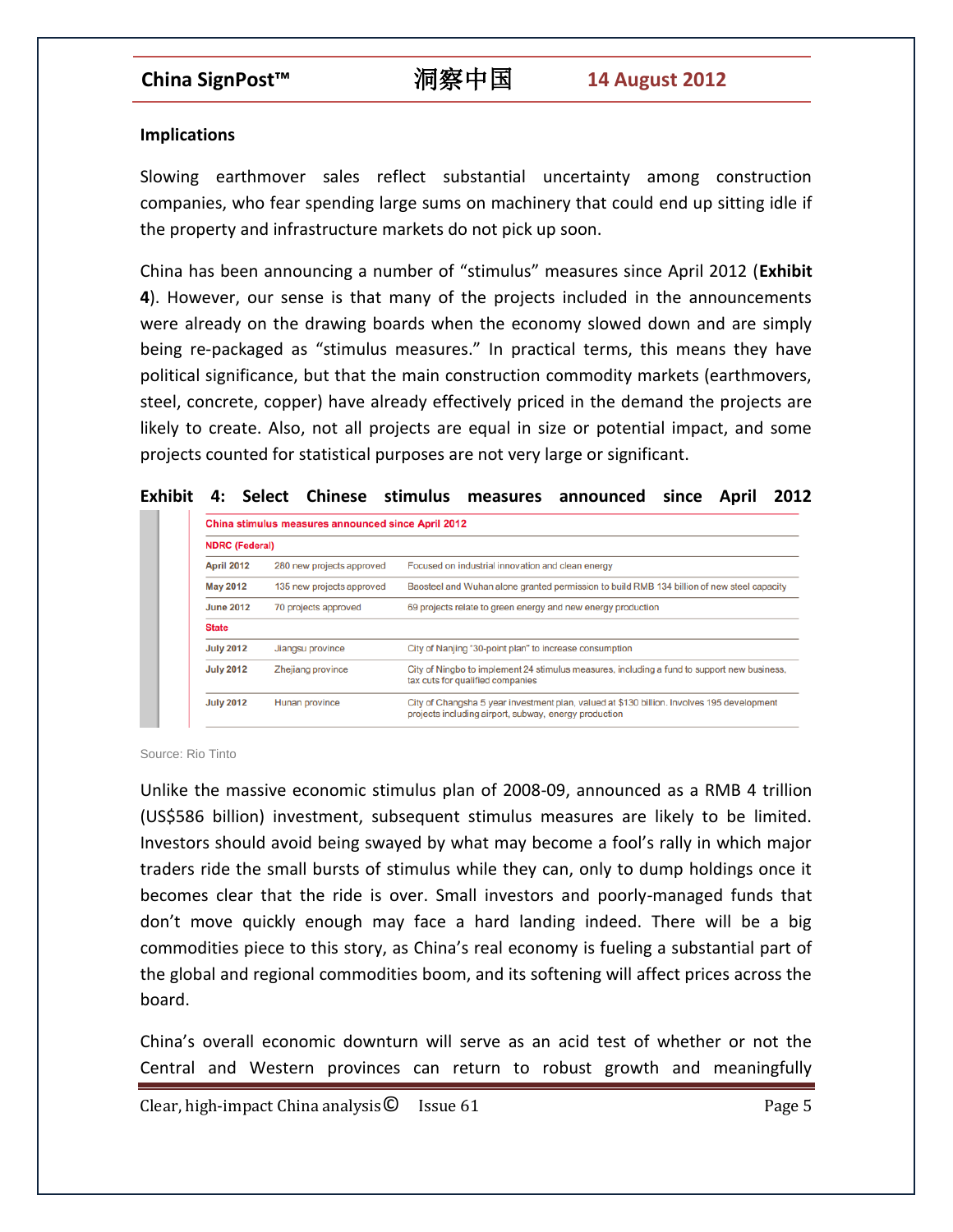**Implications**

Slowing earthmover sales reflect substantial uncertainty among construction companies, who fear spending large sums on machinery that could end up sitting idle if the property and infrastructure markets do not pick up soon.

China has been announcing a number of "stimulus" measures since April 2012 (**Exhibit 4**). However, our sense is that many of the projects included in the announcements were already on the drawing boards when the economy slowed down and are simply being re-packaged as "stimulus measures." In practical terms, this means they have political significance, but that the main construction commodity markets (earthmovers, steel, concrete, copper) have already effectively priced in the demand the projects are likely to create. Also, not all projects are equal in size or potential impact, and some projects counted for statistical purposes are not very large or significant.

**Exhibit 4: Select Chinese stimulus measures announced since April 2012**

| China stimulus measures announced since April 2012 | | |
|---|---|---|
| **NDRC (Federal)** | | |
| **April 2012** | 280 new projects approved | Focused on industrial innovation and clean energy |
| **May 2012** | 135 new projects approved | Baosteel and Wuhan alone granted permission to build RMB 134 billion of new steel capacity |
| **June 2012** | 70 projects approved | 69 projects relate to green energy and new energy production |
| **State** | | |
| **July 2012** | Jiangsu province | City of Nanjing "30-point plan" to increase consumption |
| **July 2012** | Zhejiang province | City of Ningbo to implement 24 stimulus measures, including a fund to support new business, tax cuts for qualified companies |
| **July 2012** | Hunan province | City of Changsha 5 year investment plan, valued at $130 billion. Involves 195 development projects including airport, subway, energy production |

Source: Rio Tinto

Unlike the massive economic stimulus plan of 2008-09, announced as a RMB 4 trillion (US$586 billion) investment, subsequent stimulus measures are likely to be limited. Investors should avoid being swayed by what may become a fool's rally in which major traders ride the small bursts of stimulus while they can, only to dump holdings once it becomes clear that the ride is over. Small investors and poorly-managed funds that don't move quickly enough may face a hard landing indeed. There will be a big commodities piece to this story, as China's real economy is fueling a substantial part of the global and regional commodities boom, and its softening will affect prices across the board.

China's overall economic downturn will serve as an acid test of whether or not the Central and Western provinces can return to robust growth and meaningfully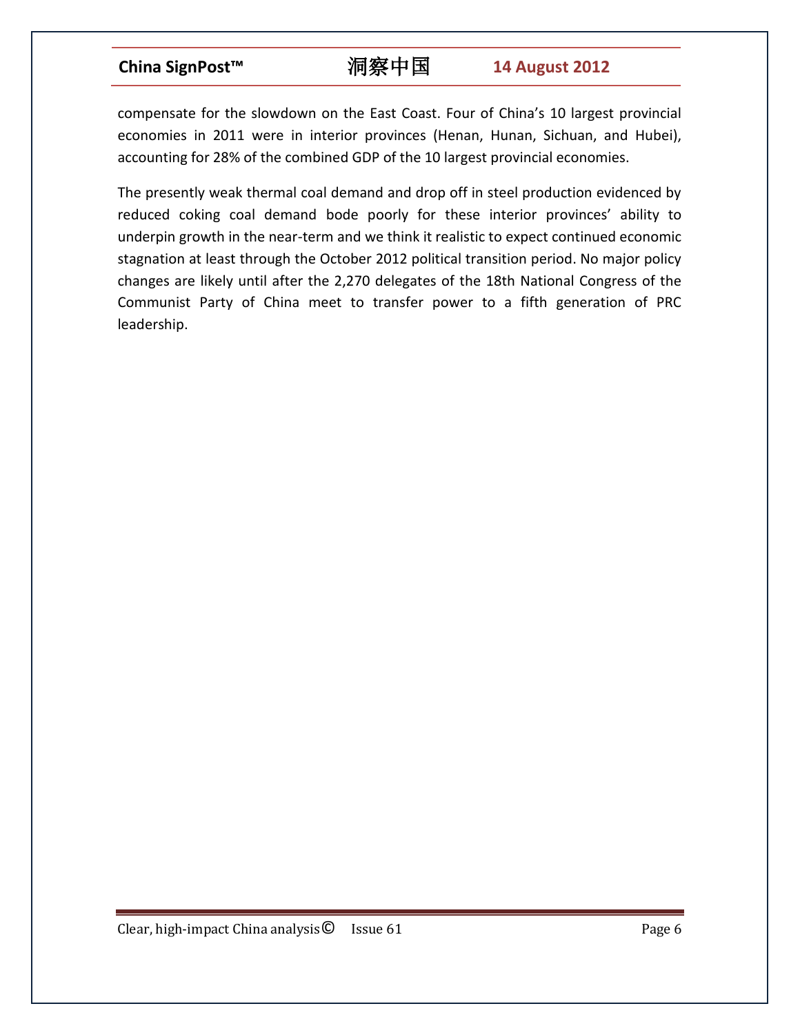compensate for the slowdown on the East Coast. Four of China's 10 largest provincial economies in 2011 were in interior provinces (Henan, Hunan, Sichuan, and Hubei), accounting for 28% of the combined GDP of the 10 largest provincial economies.

The presently weak thermal coal demand and drop off in steel production evidenced by reduced coking coal demand bode poorly for these interior provinces' ability to underpin growth in the near-term and we think it realistic to expect continued economic stagnation at least through the October 2012 political transition period. No major policy changes are likely until after the 2,270 delegates of the 18th National Congress of the Communist Party of China meet to transfer power to a fifth generation of PRC leadership.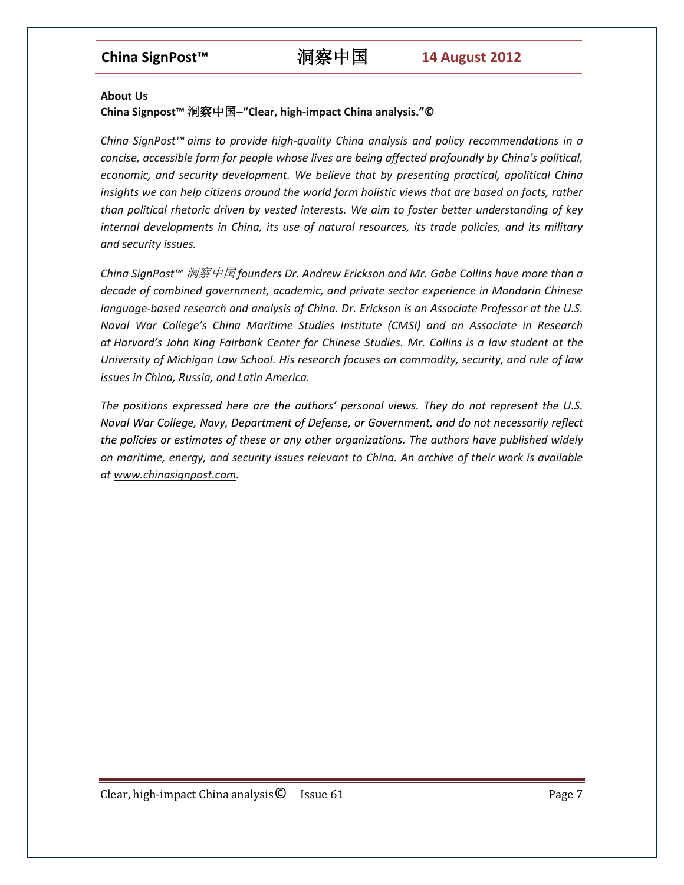**About Us**

**China Signpost™ 洞察中国–"Clear, high-impact China analysis."©**

*China SignPost™ aims to provide high-quality China analysis and policy recommendations in a concise, accessible form for people whose lives are being affected profoundly by China's political, economic, and security development. We believe that by presenting practical, apolitical China insights we can help citizens around the world form holistic views that are based on facts, rather than political rhetoric driven by vested interests. We aim to foster better understanding of key internal developments in China, its use of natural resources, its trade policies, and its military and security issues.*

*China SignPost™ 洞察中国 founders Dr. Andrew Erickson and Mr. Gabe Collins have more than a decade of combined government, academic, and private sector experience in Mandarin Chinese language-based research and analysis of China. Dr. Erickson is an Associate Professor at the U.S. Naval War College's China Maritime Studies Institute (CMSI) and an Associate in Research at Harvard's John King Fairbank Center for Chinese Studies. Mr. Collins is a law student at the University of Michigan Law School. His research focuses on commodity, security, and rule of law issues in China, Russia, and Latin America.*

*The positions expressed here are the authors' personal views. They do not represent the U.S. Naval War College, Navy, Department of Defense, or Government, and do not necessarily reflect the policies or estimates of these or any other organizations. The authors have published widely on maritime, energy, and security issues relevant to China. An archive of their work is available at www.chinasignpost.com.*